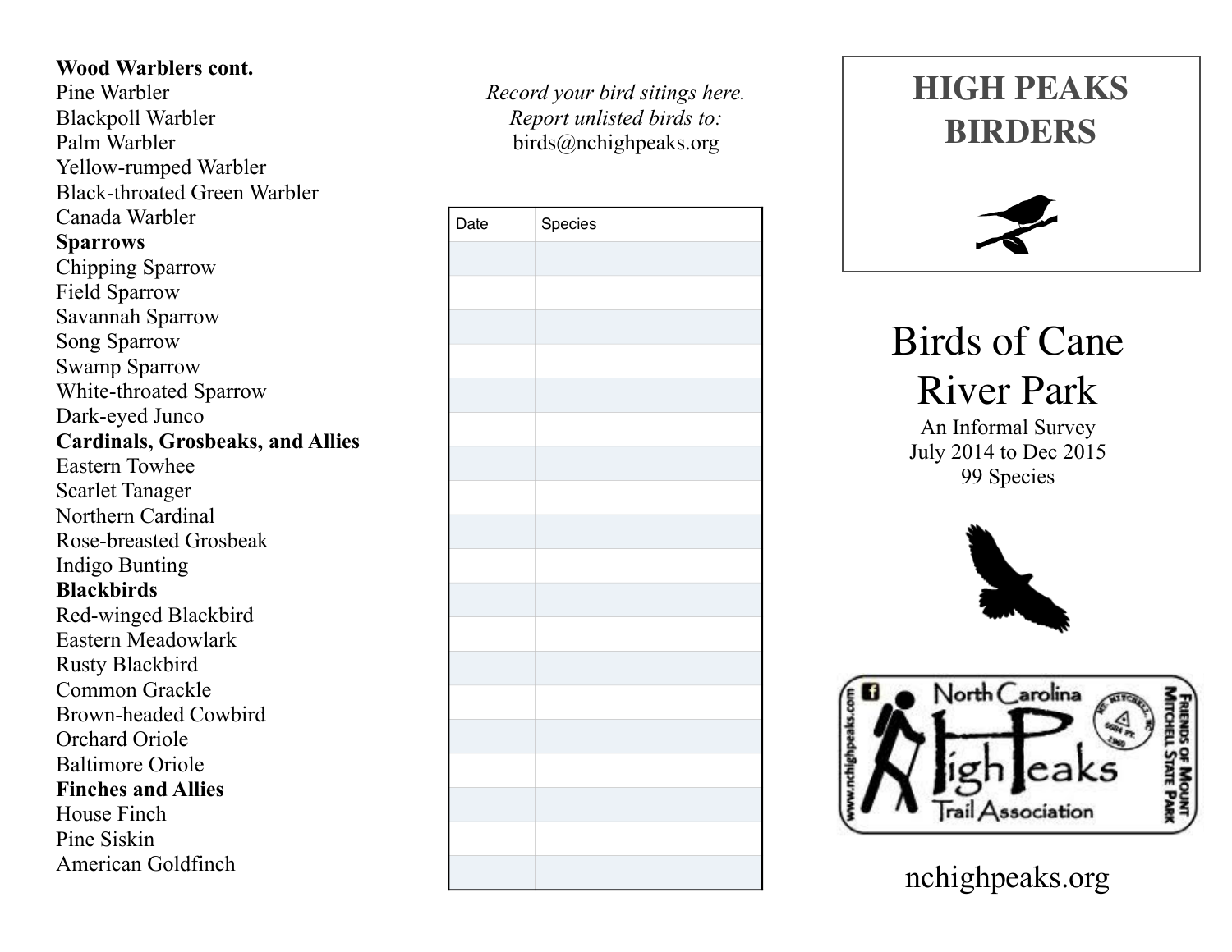**Wood Warblers cont.**
Pine Warbler
Blackpoll Warbler
Palm Warbler
Yellow-rumped Warbler
Black-throated Green Warbler
Canada Warbler
**Sparrows**
Chipping Sparrow
Field Sparrow
Savannah Sparrow
Song Sparrow
Swamp Sparrow
White-throated Sparrow
Dark-eyed Junco
**Cardinals, Grosbeaks, and Allies**
Eastern Towhee
Scarlet Tanager
Northern Cardinal
Rose-breasted Grosbeak
Indigo Bunting
**Blackbirds**
Red-winged Blackbird
Eastern Meadowlark
Rusty Blackbird
Common Grackle
Brown-headed Cowbird
Orchard Oriole
Baltimore Oriole
**Finches and Allies**
House Finch
Pine Siskin
American Goldfinch

*Record your bird sitings here.*
*Report unlisted birds to:*
birds@nchighpeaks.org

| Date | Species |
|---|---|
| | |
| | |
| | |
| | |
| | |
| | |
| | |
| | |
| | |
| | |
| | |
| | |
| | |
| | |
| | |
| | |
| | |
| | |
| | |

# HIGH PEAKS BIRDERS

# Birds of Cane River Park

An Informal Survey
July 2014 to Dec 2015
99 Species

North Carolina High Peaks Trail Association
www.nchighpeaks.com
Friends of Mount Mitchell State Park

nchighpeaks.org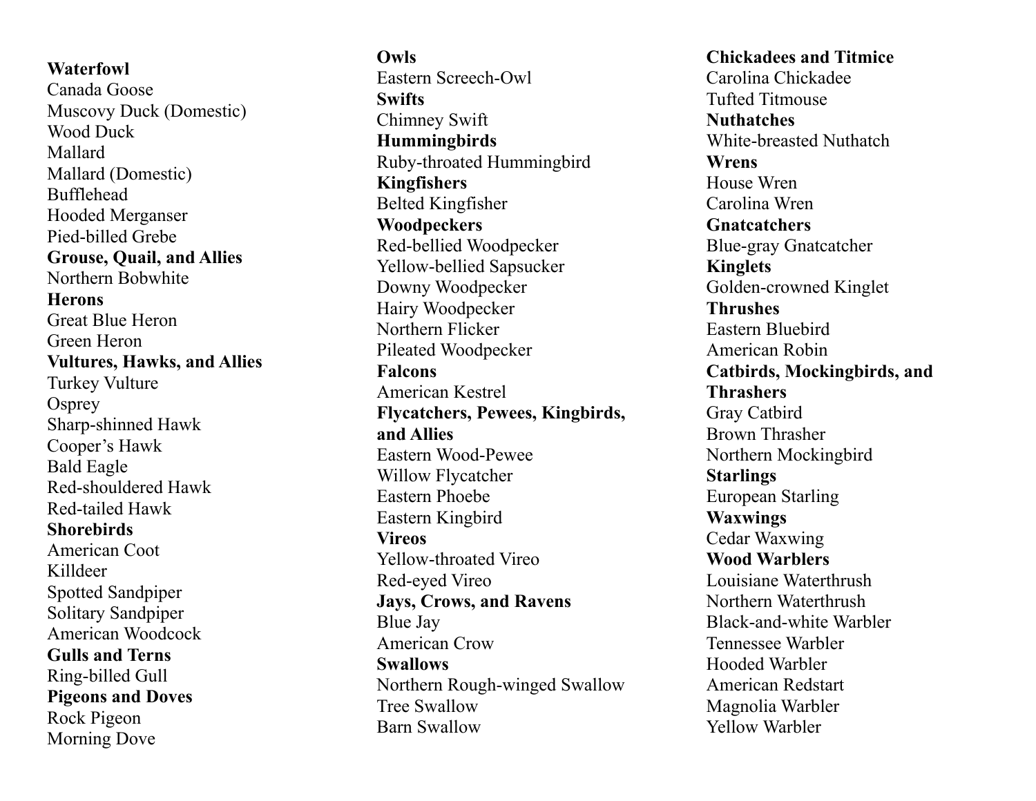**Waterfowl**
Canada Goose
Muscovy Duck (Domestic)
Wood Duck
Mallard
Mallard (Domestic)
Bufflehead
Hooded Merganser
Pied-billed Grebe
**Grouse, Quail, and Allies**
Northern Bobwhite
**Herons**
Great Blue Heron
Green Heron
**Vultures, Hawks, and Allies**
Turkey Vulture
Osprey
Sharp-shinned Hawk
Cooper's Hawk
Bald Eagle
Red-shouldered Hawk
Red-tailed Hawk
**Shorebirds**
American Coot
Killdeer
Spotted Sandpiper
Solitary Sandpiper
American Woodcock
**Gulls and Terns**
Ring-billed Gull
**Pigeons and Doves**
Rock Pigeon
Morning Dove
**Owls**
Eastern Screech-Owl
**Swifts**
Chimney Swift
**Hummingbirds**
Ruby-throated Hummingbird
**Kingfishers**
Belted Kingfisher
**Woodpeckers**
Red-bellied Woodpecker
Yellow-bellied Sapsucker
Downy Woodpecker
Hairy Woodpecker
Northern Flicker
Pileated Woodpecker
**Falcons**
American Kestrel
**Flycatchers, Pewees, Kingbirds, and Allies**
Eastern Wood-Pewee
Willow Flycatcher
Eastern Phoebe
Eastern Kingbird
**Vireos**
Yellow-throated Vireo
Red-eyed Vireo
**Jays, Crows, and Ravens**
Blue Jay
American Crow
**Swallows**
Northern Rough-winged Swallow
Tree Swallow
Barn Swallow
**Chickadees and Titmice**
Carolina Chickadee
Tufted Titmouse
**Nuthatches**
White-breasted Nuthatch
**Wrens**
House Wren
Carolina Wren
**Gnatcatchers**
Blue-gray Gnatcatcher
**Kinglets**
Golden-crowned Kinglet
**Thrushes**
Eastern Bluebird
American Robin
**Catbirds, Mockingbirds, and Thrashers**
Gray Catbird
Brown Thrasher
Northern Mockingbird
**Starlings**
European Starling
**Waxwings**
Cedar Waxwing
**Wood Warblers**
Louisiane Waterthrush
Northern Waterthrush
Black-and-white Warbler
Tennessee Warbler
Hooded Warbler
American Redstart
Magnolia Warbler
Yellow Warbler